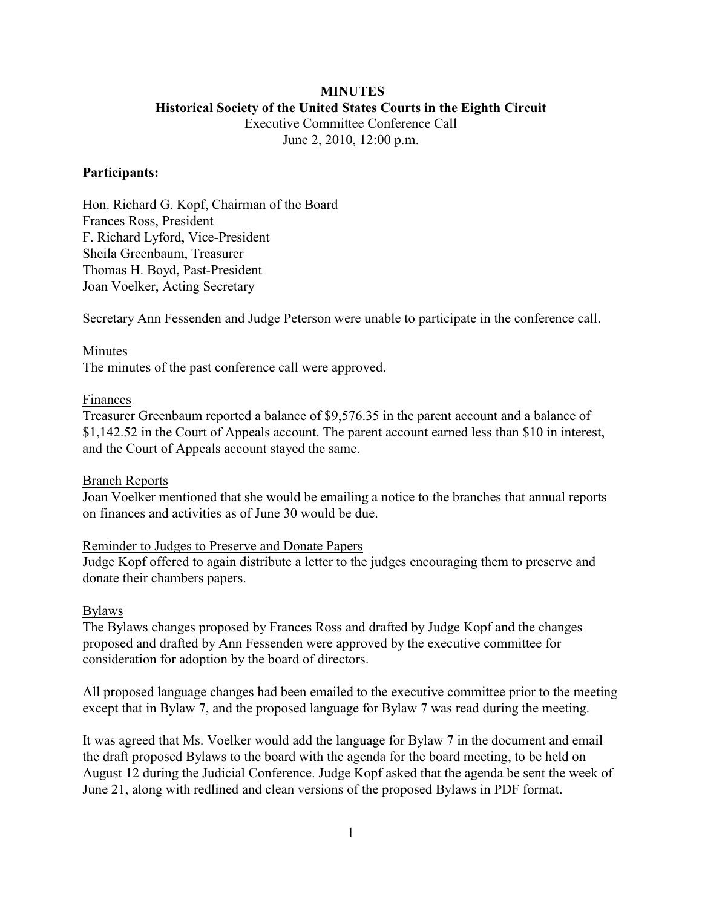# MINUTES

## Historical Society of the United States Courts in the Eighth Circuit

Executive Committee Conference Call
June 2, 2010, 12:00 p.m.

**Participants:**

Hon. Richard G. Kopf, Chairman of the Board
Frances Ross, President
F. Richard Lyford, Vice-President
Sheila Greenbaum, Treasurer
Thomas H. Boyd, Past-President
Joan Voelker, Acting Secretary

Secretary Ann Fessenden and Judge Peterson were unable to participate in the conference call.

### Minutes

The minutes of the past conference call were approved.

### Finances

Treasurer Greenbaum reported a balance of $9,576.35 in the parent account and a balance of $1,142.52 in the Court of Appeals account. The parent account earned less than $10 in interest, and the Court of Appeals account stayed the same.

### Branch Reports

Joan Voelker mentioned that she would be emailing a notice to the branches that annual reports on finances and activities as of June 30 would be due.

### Reminder to Judges to Preserve and Donate Papers

Judge Kopf offered to again distribute a letter to the judges encouraging them to preserve and donate their chambers papers.

### Bylaws

The Bylaws changes proposed by Frances Ross and drafted by Judge Kopf and the changes proposed and drafted by Ann Fessenden were approved by the executive committee for consideration for adoption by the board of directors.

All proposed language changes had been emailed to the executive committee prior to the meeting except that in Bylaw 7, and the proposed language for Bylaw 7 was read during the meeting.

It was agreed that Ms. Voelker would add the language for Bylaw 7 in the document and email the draft proposed Bylaws to the board with the agenda for the board meeting, to be held on August 12 during the Judicial Conference. Judge Kopf asked that the agenda be sent the week of June 21, along with redlined and clean versions of the proposed Bylaws in PDF format.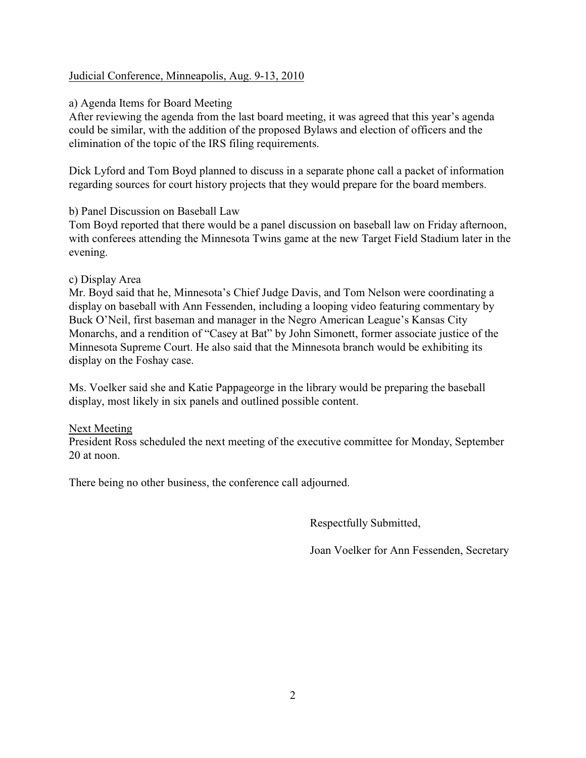Judicial Conference, Minneapolis, Aug. 9-13, 2010

a) Agenda Items for Board Meeting

After reviewing the agenda from the last board meeting, it was agreed that this year's agenda could be similar, with the addition of the proposed Bylaws and election of officers and the elimination of the topic of the IRS filing requirements.

Dick Lyford and Tom Boyd planned to discuss in a separate phone call a packet of information regarding sources for court history projects that they would prepare for the board members.

b) Panel Discussion on Baseball Law

Tom Boyd reported that there would be a panel discussion on baseball law on Friday afternoon, with conferees attending the Minnesota Twins game at the new Target Field Stadium later in the evening.

c) Display Area

Mr. Boyd said that he, Minnesota's Chief Judge Davis, and Tom Nelson were coordinating a display on baseball with Ann Fessenden, including a looping video featuring commentary by Buck O'Neil, first baseman and manager in the Negro American League's Kansas City Monarchs, and a rendition of "Casey at Bat" by John Simonett, former associate justice of the Minnesota Supreme Court. He also said that the Minnesota branch would be exhibiting its display on the Foshay case.

Ms. Voelker said she and Katie Pappageorge in the library would be preparing the baseball display, most likely in six panels and outlined possible content.

Next Meeting

President Ross scheduled the next meeting of the executive committee for Monday, September 20 at noon.

There being no other business, the conference call adjourned.

Respectfully Submitted,

Joan Voelker for Ann Fessenden, Secretary